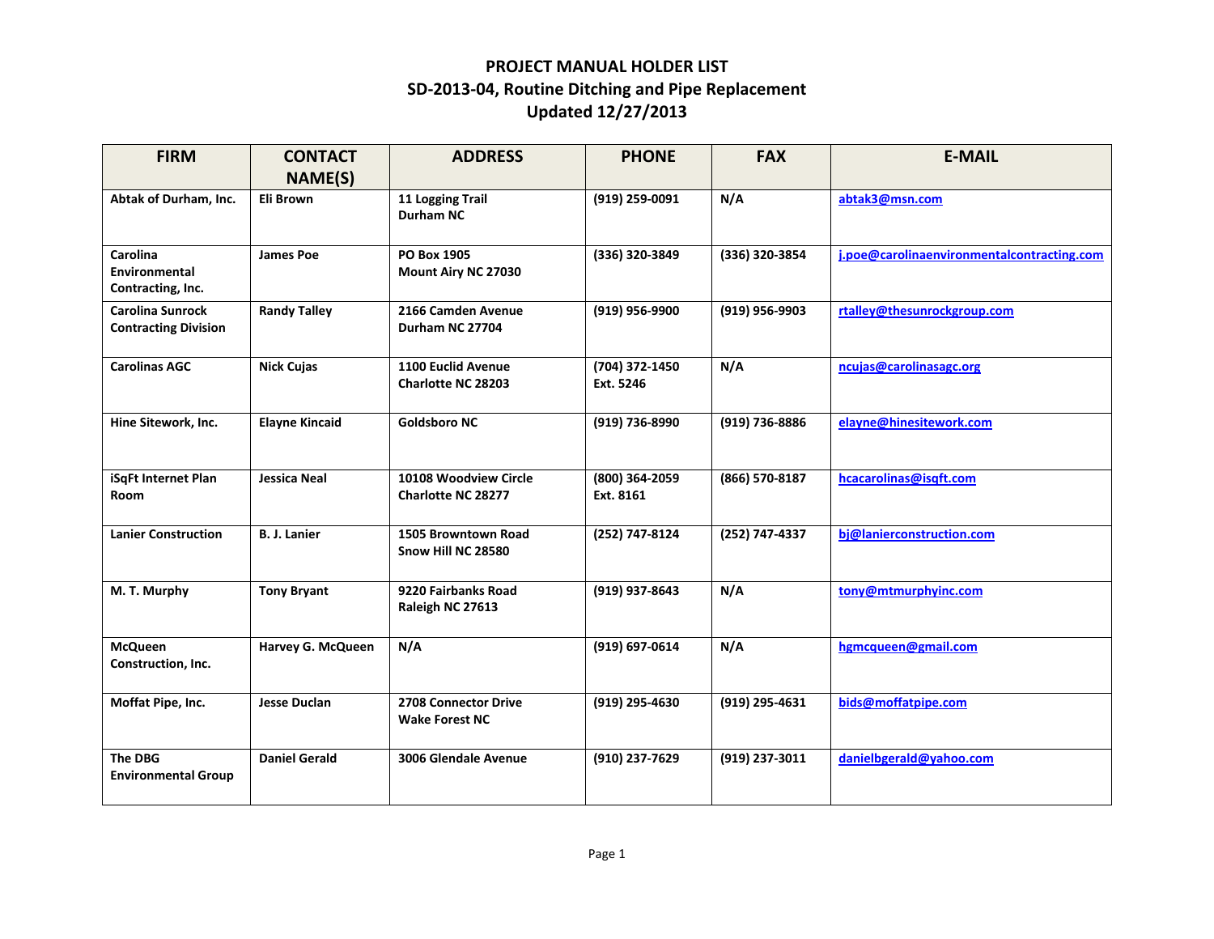# PROJECT MANUAL HOLDER LIST
## SD-2013-04, Routine Ditching and Pipe Replacement
## Updated 12/27/2013

| FIRM | CONTACT NAME(S) | ADDRESS | PHONE | FAX | E-MAIL |
|---|---|---|---|---|---|
| **Abtak of Durham, Inc.** | **Eli Brown** | **11 Logging Trail**<br>**Durham NC** | **(919) 259-0091** | **N/A** | **abtak3@msn.com** |
| **Carolina Environmental Contracting, Inc.** | **James Poe** | **PO Box 1905**<br>**Mount Airy NC 27030** | **(336) 320-3849** | **(336) 320-3854** | **j.poe@carolinaenvironmentalcontracting.com** |
| **Carolina Sunrock Contracting Division** | **Randy Talley** | **2166 Camden Avenue**<br>**Durham NC 27704** | **(919) 956-9900** | **(919) 956-9903** | **rtalley@thesunrockgroup.com** |
| **Carolinas AGC** | **Nick Cujas** | **1100 Euclid Avenue**<br>**Charlotte NC 28203** | **(704) 372-1450 Ext. 5246** | **N/A** | **ncujas@carolinasagc.org** |
| **Hine Sitework, Inc.** | **Elayne Kincaid** | **Goldsboro NC** | **(919) 736-8990** | **(919) 736-8886** | **elayne@hinesitework.com** |
| **iSqFt Internet Plan Room** | **Jessica Neal** | **10108 Woodview Circle**<br>**Charlotte NC 28277** | **(800) 364-2059 Ext. 8161** | **(866) 570-8187** | **hcacarolinas@isqft.com** |
| **Lanier Construction** | **B. J. Lanier** | **1505 Browntown Road**<br>**Snow Hill NC 28580** | **(252) 747-8124** | **(252) 747-4337** | **bj@lanierconstruction.com** |
| **M. T. Murphy** | **Tony Bryant** | **9220 Fairbanks Road**<br>**Raleigh NC 27613** | **(919) 937-8643** | **N/A** | **tony@mtmurphyinc.com** |
| **McQueen Construction, Inc.** | **Harvey G. McQueen** | **N/A** | **(919) 697-0614** | **N/A** | **hgmcqueen@gmail.com** |
| **Moffat Pipe, Inc.** | **Jesse Duclan** | **2708 Connector Drive**<br>**Wake Forest NC** | **(919) 295-4630** | **(919) 295-4631** | **bids@moffatpipe.com** |
| **The DBG Environmental Group** | **Daniel Gerald** | **3006 Glendale Avenue** | **(910) 237-7629** | **(919) 237-3011** | **danielbgerald@yahoo.com** |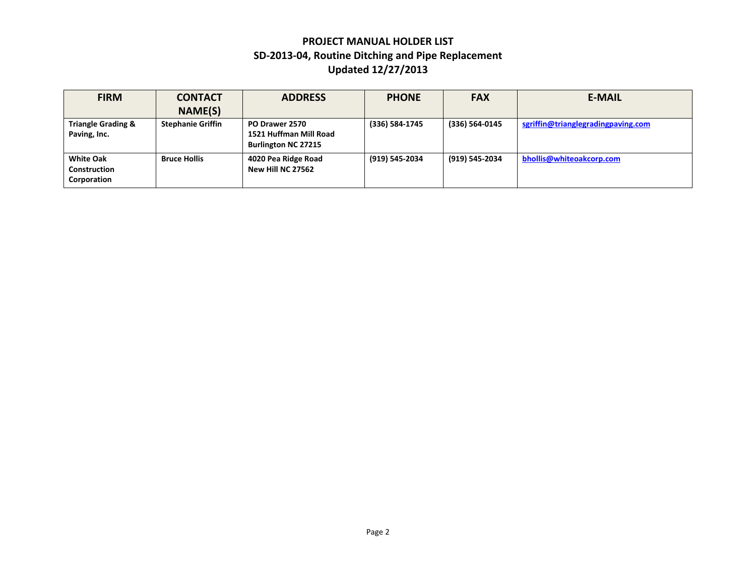# PROJECT MANUAL HOLDER LIST
## SD-2013-04, Routine Ditching and Pipe Replacement
## Updated 12/27/2013

| FIRM | CONTACT NAME(S) | ADDRESS | PHONE | FAX | E-MAIL |
|---|---|---|---|---|---|
| **Triangle Grading & Paving, Inc.** | **Stephanie Griffin** | **PO Drawer 2570**<br>**1521 Huffman Mill Road**<br>**Burlington NC 27215** | **(336) 584-1745** | **(336) 564-0145** | **sgriffin@trianglegradingpaving.com** |
| **White Oak Construction Corporation** | **Bruce Hollis** | **4020 Pea Ridge Road**<br>**New Hill NC 27562** | **(919) 545-2034** | **(919) 545-2034** | **bhollis@whiteoakcorp.com** |